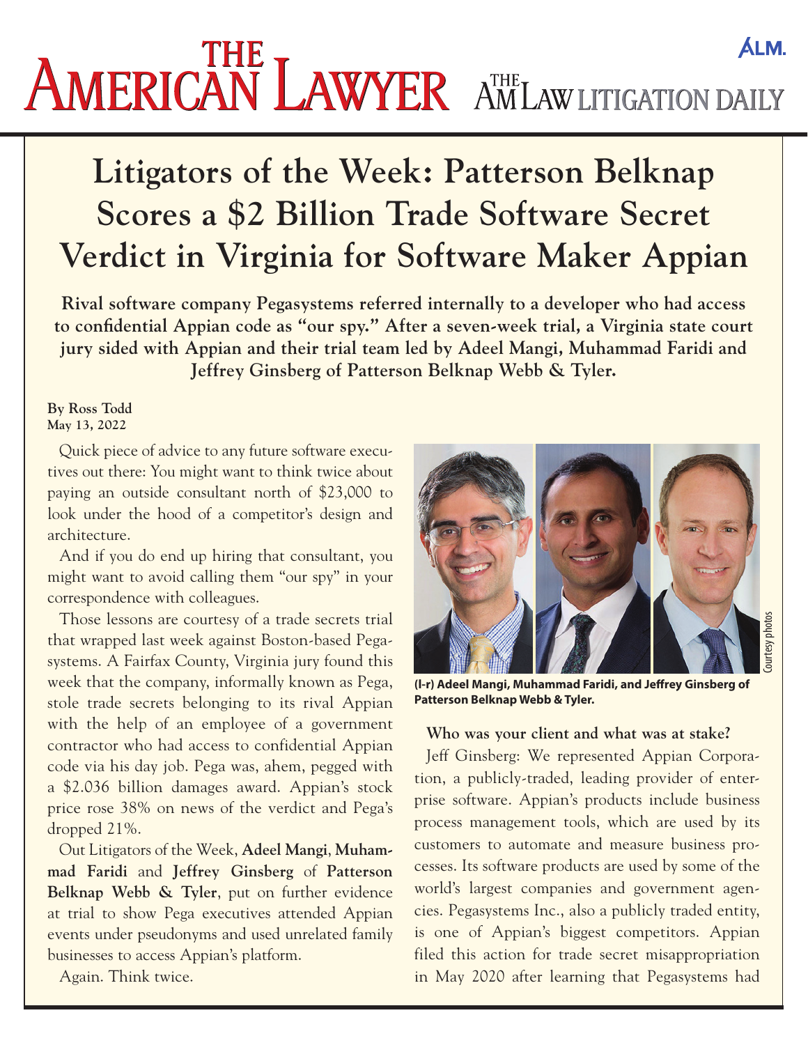# Litigators of the Week: Patterson Belknap Scores a $2 Billion Trade Software Secret Verdict in Virginia for Software Maker Appian

**Rival software company Pegasystems referred internally to a developer who had access to confidential Appian code as "our spy." After a seven-week trial, a Virginia state court jury sided with Appian and their trial team led by Adeel Mangi, Muhammad Faridi and Jeffrey Ginsberg of Patterson Belknap Webb & Tyler.**

**By Ross Todd**
**May 13, 2022**

Quick piece of advice to any future software executives out there: You might want to think twice about paying an outside consultant north of $23,000 to look under the hood of a competitor's design and architecture.

And if you do end up hiring that consultant, you might want to avoid calling them "our spy" in your correspondence with colleagues.

Those lessons are courtesy of a trade secrets trial that wrapped last week against Boston-based Pegasystems. A Fairfax County, Virginia jury found this week that the company, informally known as Pega, stole trade secrets belonging to its rival Appian with the help of an employee of a government contractor who had access to confidential Appian code via his day job. Pega was, ahem, pegged with a $2.036 billion damages award. Appian's stock price rose 38% on news of the verdict and Pega's dropped 21%.

Out Litigators of the Week, **Adeel Mangi**, **Muhammad Faridi** and **Jeffrey Ginsberg** of **Patterson Belknap Webb & Tyler**, put on further evidence at trial to show Pega executives attended Appian events under pseudonyms and used unrelated family businesses to access Appian's platform.

Again. Think twice.

**(l-r) Adeel Mangi, Muhammad Faridi, and Jeffrey Ginsberg of Patterson Belknap Webb & Tyler.**

Courtesy photos

**Who was your client and what was at stake?**

Jeff Ginsberg: We represented Appian Corporation, a publicly-traded, leading provider of enterprise software. Appian's products include business process management tools, which are used by its customers to automate and measure business processes. Its software products are used by some of the world's largest companies and government agencies. Pegasystems Inc., also a publicly traded entity, is one of Appian's biggest competitors. Appian filed this action for trade secret misappropriation in May 2020 after learning that Pegasystems had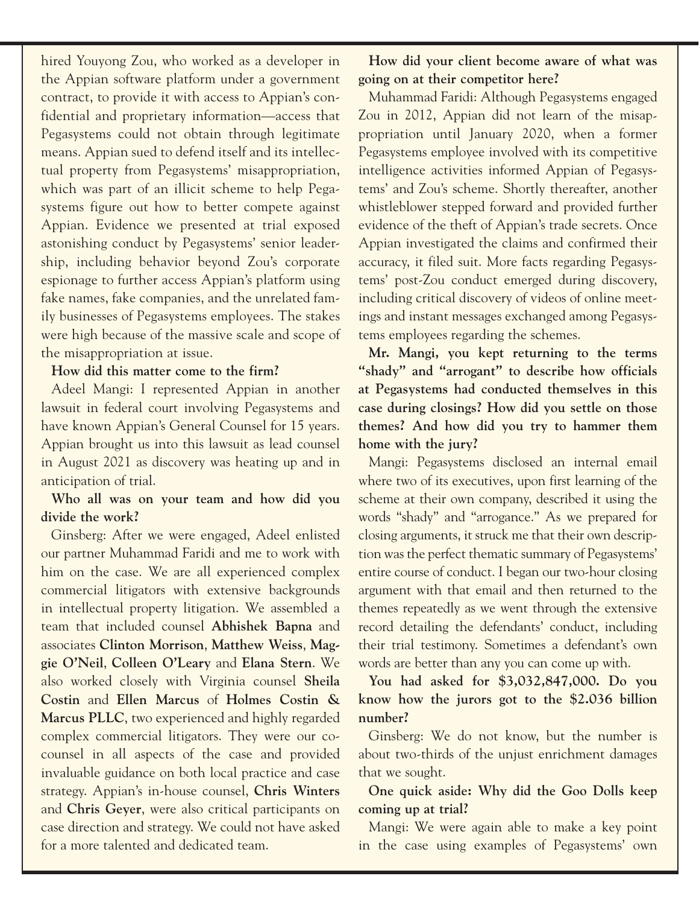hired Youyong Zou, who worked as a developer in the Appian software platform under a government contract, to provide it with access to Appian's confidential and proprietary information—access that Pegasystems could not obtain through legitimate means. Appian sued to defend itself and its intellectual property from Pegasystems' misappropriation, which was part of an illicit scheme to help Pegasystems figure out how to better compete against Appian. Evidence we presented at trial exposed astonishing conduct by Pegasystems' senior leadership, including behavior beyond Zou's corporate espionage to further access Appian's platform using fake names, fake companies, and the unrelated family businesses of Pegasystems employees. The stakes were high because of the massive scale and scope of the misappropriation at issue.

**How did this matter come to the firm?**

Adeel Mangi: I represented Appian in another lawsuit in federal court involving Pegasystems and have known Appian's General Counsel for 15 years. Appian brought us into this lawsuit as lead counsel in August 2021 as discovery was heating up and in anticipation of trial.

**Who all was on your team and how did you divide the work?**

Ginsberg: After we were engaged, Adeel enlisted our partner Muhammad Faridi and me to work with him on the case. We are all experienced complex commercial litigators with extensive backgrounds in intellectual property litigation. We assembled a team that included counsel **Abhishek Bapna** and associates **Clinton Morrison**, **Matthew Weiss**, **Maggie O'Neil**, **Colleen O'Leary** and **Elana Stern**. We also worked closely with Virginia counsel **Sheila Costin** and **Ellen Marcus** of **Holmes Costin & Marcus PLLC**, two experienced and highly regarded complex commercial litigators. They were our co-counsel in all aspects of the case and provided invaluable guidance on both local practice and case strategy. Appian's in-house counsel, **Chris Winters** and **Chris Geyer**, were also critical participants on case direction and strategy. We could not have asked for a more talented and dedicated team.

**How did your client become aware of what was going on at their competitor here?**

Muhammad Faridi: Although Pegasystems engaged Zou in 2012, Appian did not learn of the misappropriation until January 2020, when a former Pegasystems employee involved with its competitive intelligence activities informed Appian of Pegasystems' and Zou's scheme. Shortly thereafter, another whistleblower stepped forward and provided further evidence of the theft of Appian's trade secrets. Once Appian investigated the claims and confirmed their accuracy, it filed suit. More facts regarding Pegasystems' post-Zou conduct emerged during discovery, including critical discovery of videos of online meetings and instant messages exchanged among Pegasystems employees regarding the schemes.

**Mr. Mangi, you kept returning to the terms "shady" and "arrogant" to describe how officials at Pegasystems had conducted themselves in this case during closings? How did you settle on those themes? And how did you try to hammer them home with the jury?**

Mangi: Pegasystems disclosed an internal email where two of its executives, upon first learning of the scheme at their own company, described it using the words "shady" and "arrogance." As we prepared for closing arguments, it struck me that their own description was the perfect thematic summary of Pegasystems' entire course of conduct. I began our two-hour closing argument with that email and then returned to the themes repeatedly as we went through the extensive record detailing the defendants' conduct, including their trial testimony. Sometimes a defendant's own words are better than any you can come up with.

**You had asked for $3,032,847,000. Do you know how the jurors got to the $2.036 billion number?**

Ginsberg: We do not know, but the number is about two-thirds of the unjust enrichment damages that we sought.

**One quick aside: Why did the Goo Dolls keep coming up at trial?**

Mangi: We were again able to make a key point in the case using examples of Pegasystems' own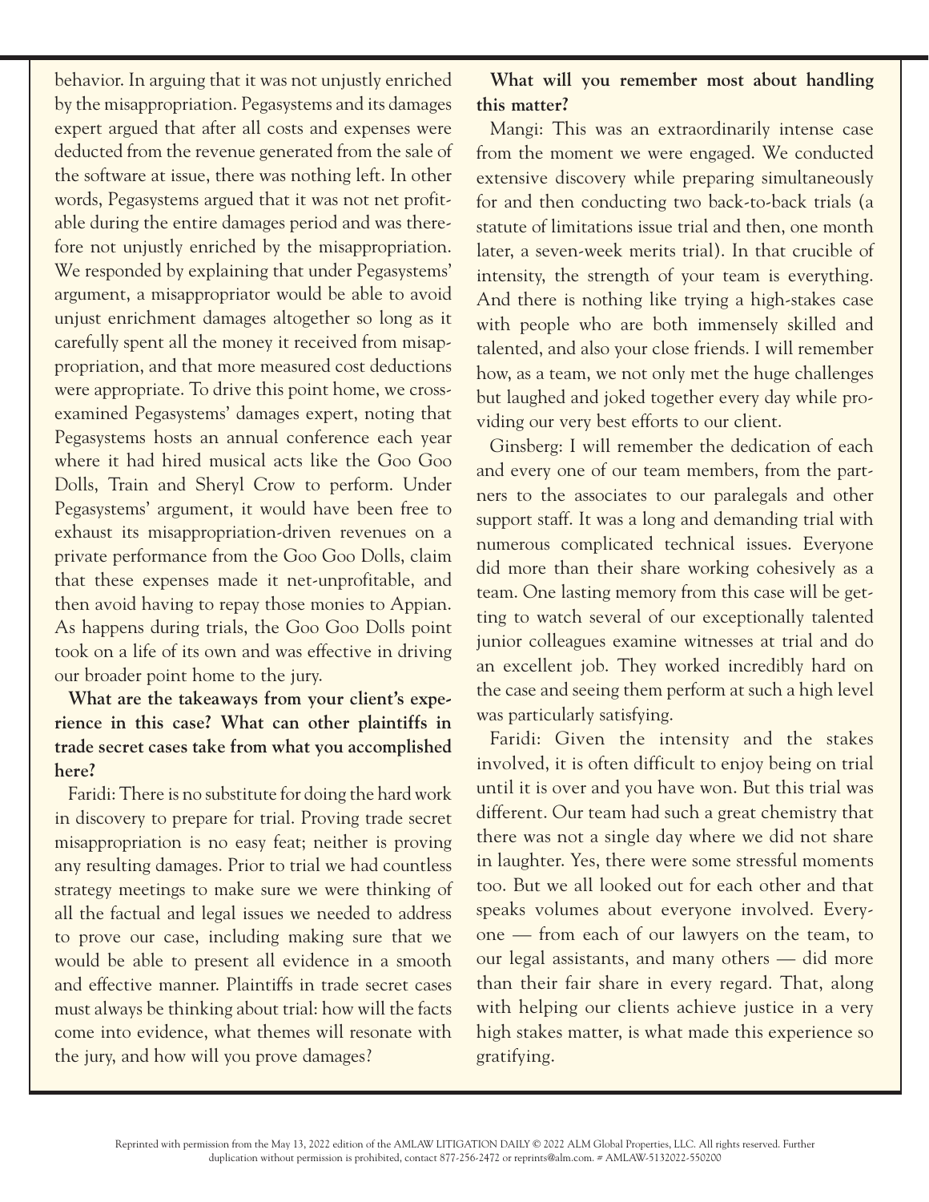behavior. In arguing that it was not unjustly enriched by the misappropriation. Pegasystems and its damages expert argued that after all costs and expenses were deducted from the revenue generated from the sale of the software at issue, there was nothing left. In other words, Pegasystems argued that it was not net profitable during the entire damages period and was therefore not unjustly enriched by the misappropriation. We responded by explaining that under Pegasystems' argument, a misappropriator would be able to avoid unjust enrichment damages altogether so long as it carefully spent all the money it received from misappropriation, and that more measured cost deductions were appropriate. To drive this point home, we cross-examined Pegasystems' damages expert, noting that Pegasystems hosts an annual conference each year where it had hired musical acts like the Goo Goo Dolls, Train and Sheryl Crow to perform. Under Pegasystems' argument, it would have been free to exhaust its misappropriation-driven revenues on a private performance from the Goo Goo Dolls, claim that these expenses made it net-unprofitable, and then avoid having to repay those monies to Appian. As happens during trials, the Goo Goo Dolls point took on a life of its own and was effective in driving our broader point home to the jury.

**What are the takeaways from your client's experience in this case? What can other plaintiffs in trade secret cases take from what you accomplished here?**

Faridi: There is no substitute for doing the hard work in discovery to prepare for trial. Proving trade secret misappropriation is no easy feat; neither is proving any resulting damages. Prior to trial we had countless strategy meetings to make sure we were thinking of all the factual and legal issues we needed to address to prove our case, including making sure that we would be able to present all evidence in a smooth and effective manner. Plaintiffs in trade secret cases must always be thinking about trial: how will the facts come into evidence, what themes will resonate with the jury, and how will you prove damages?

**What will you remember most about handling this matter?**

Mangi: This was an extraordinarily intense case from the moment we were engaged. We conducted extensive discovery while preparing simultaneously for and then conducting two back-to-back trials (a statute of limitations issue trial and then, one month later, a seven-week merits trial). In that crucible of intensity, the strength of your team is everything. And there is nothing like trying a high-stakes case with people who are both immensely skilled and talented, and also your close friends. I will remember how, as a team, we not only met the huge challenges but laughed and joked together every day while providing our very best efforts to our client.

Ginsberg: I will remember the dedication of each and every one of our team members, from the partners to the associates to our paralegals and other support staff. It was a long and demanding trial with numerous complicated technical issues. Everyone did more than their share working cohesively as a team. One lasting memory from this case will be getting to watch several of our exceptionally talented junior colleagues examine witnesses at trial and do an excellent job. They worked incredibly hard on the case and seeing them perform at such a high level was particularly satisfying.

Faridi: Given the intensity and the stakes involved, it is often difficult to enjoy being on trial until it is over and you have won. But this trial was different. Our team had such a great chemistry that there was not a single day where we did not share in laughter. Yes, there were some stressful moments too. But we all looked out for each other and that speaks volumes about everyone involved. Everyone — from each of our lawyers on the team, to our legal assistants, and many others — did more than their fair share in every regard. That, along with helping our clients achieve justice in a very high stakes matter, is what made this experience so gratifying.

Reprinted with permission from the May 13, 2022 edition of the AMLAW LITIGATION DAILY © 2022 ALM Global Properties, LLC. All rights reserved. Further duplication without permission is prohibited, contact 877-256-2472 or reprints@alm.com. # AMLAW-5132022-550200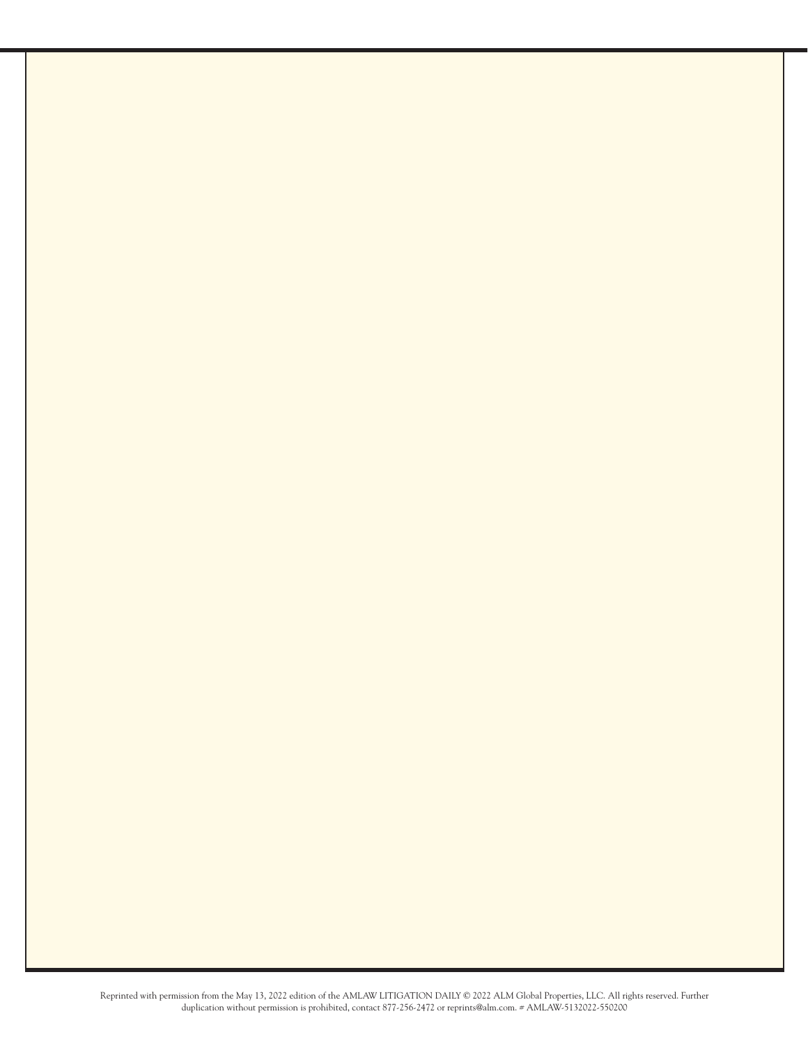Reprinted with permission from the May 13, 2022 edition of the AMLAW LITIGATION DAILY © 2022 ALM Global Properties, LLC. All rights reserved. Further duplication without permission is prohibited, contact 877-256-2472 or reprints@alm.com. # AMLAW-5132022-550200